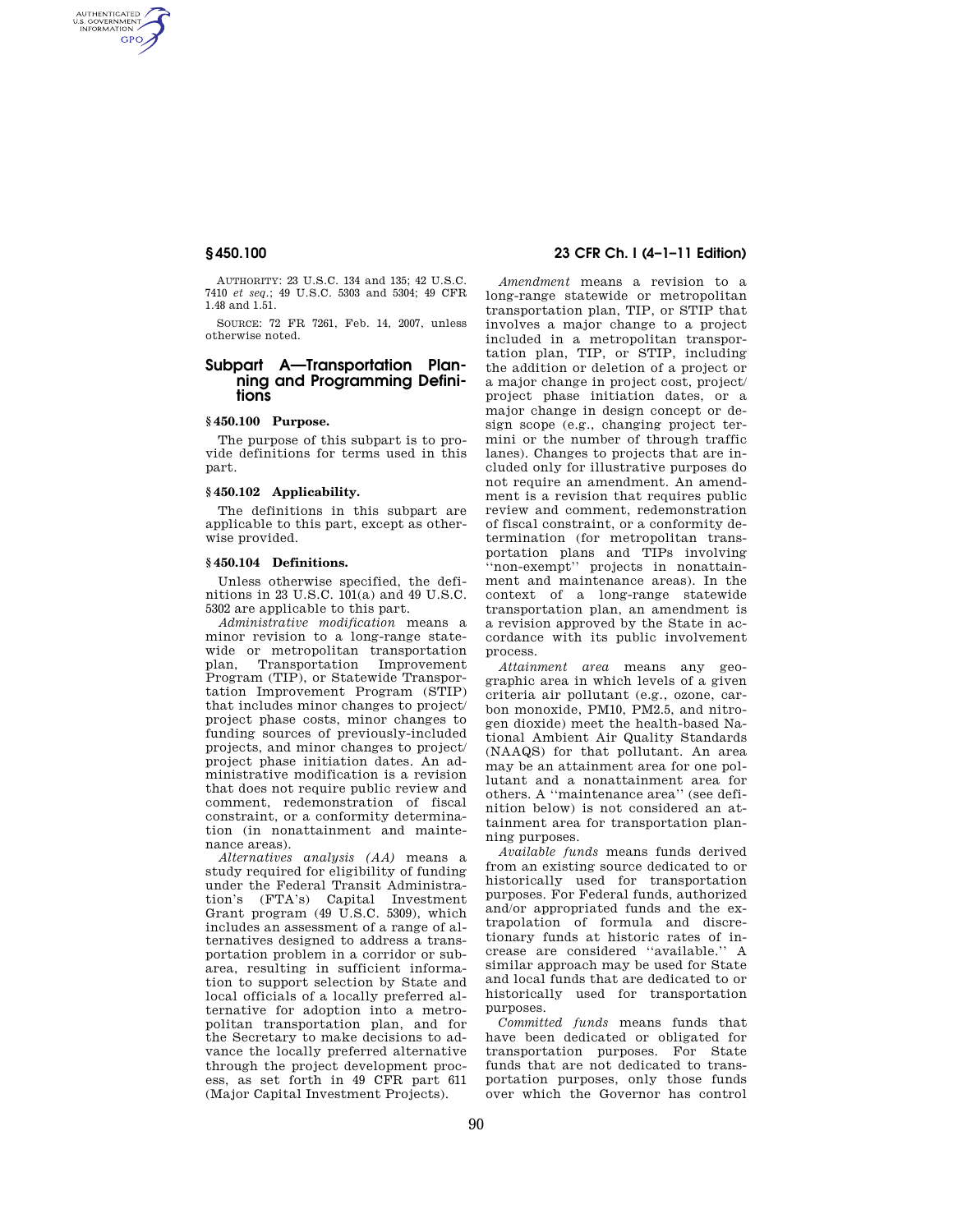AUTHORITY: 23 U.S.C. 134 and 135; 42 U.S.C. 7410 *et seq.*; 49 U.S.C. 5303 and 5304; 49 CFR 1.48 and 1.51.

SOURCE: 72 FR 7261, Feb. 14, 2007, unless otherwise noted.

## Subpart A—Transportation Planning and Programming Definitions

### § 450.100 Purpose.

The purpose of this subpart is to provide definitions for terms used in this part.

### § 450.102 Applicability.

The definitions in this subpart are applicable to this part, except as otherwise provided.

### § 450.104 Definitions.

Unless otherwise specified, the definitions in 23 U.S.C. 101(a) and 49 U.S.C. 5302 are applicable to this part.

*Administrative modification* means a minor revision to a long-range statewide or metropolitan transportation plan, Transportation Improvement Program (TIP), or Statewide Transportation Improvement Program (STIP) that includes minor changes to project/project phase costs, minor changes to funding sources of previously-included projects, and minor changes to project/project phase initiation dates. An administrative modification is a revision that does not require public review and comment, redemonstration of fiscal constraint, or a conformity determination (in nonattainment and maintenance areas).

*Alternatives analysis (AA)* means a study required for eligibility of funding under the Federal Transit Administration's (FTA's) Capital Investment Grant program (49 U.S.C. 5309), which includes an assessment of a range of alternatives designed to address a transportation problem in a corridor or subarea, resulting in sufficient information to support selection by State and local officials of a locally preferred alternative for adoption into a metropolitan transportation plan, and for the Secretary to make decisions to advance the locally preferred alternative through the project development process, as set forth in 49 CFR part 611 (Major Capital Investment Projects).

*Amendment* means a revision to a long-range statewide or metropolitan transportation plan, TIP, or STIP that involves a major change to a project included in a metropolitan transportation plan, TIP, or STIP, including the addition or deletion of a project or a major change in project cost, project/project phase initiation dates, or a major change in design concept or design scope (e.g., changing project termini or the number of through traffic lanes). Changes to projects that are included only for illustrative purposes do not require an amendment. An amendment is a revision that requires public review and comment, redemonstration of fiscal constraint, or a conformity determination (for metropolitan transportation plans and TIPs involving "non-exempt" projects in nonattainment and maintenance areas). In the context of a long-range statewide transportation plan, an amendment is a revision approved by the State in accordance with its public involvement process.

*Attainment area* means any geographic area in which levels of a given criteria air pollutant (e.g., ozone, carbon monoxide, PM10, PM2.5, and nitrogen dioxide) meet the health-based National Ambient Air Quality Standards (NAAQS) for that pollutant. An area may be an attainment area for one pollutant and a nonattainment area for others. A "maintenance area" (see definition below) is not considered an attainment area for transportation planning purposes.

*Available funds* means funds derived from an existing source dedicated to or historically used for transportation purposes. For Federal funds, authorized and/or appropriated funds and the extrapolation of formula and discretionary funds at historic rates of increase are considered "available." A similar approach may be used for State and local funds that are dedicated to or historically used for transportation purposes.

*Committed funds* means funds that have been dedicated or obligated for transportation purposes. For State funds that are not dedicated to transportation purposes, only those funds over which the Governor has control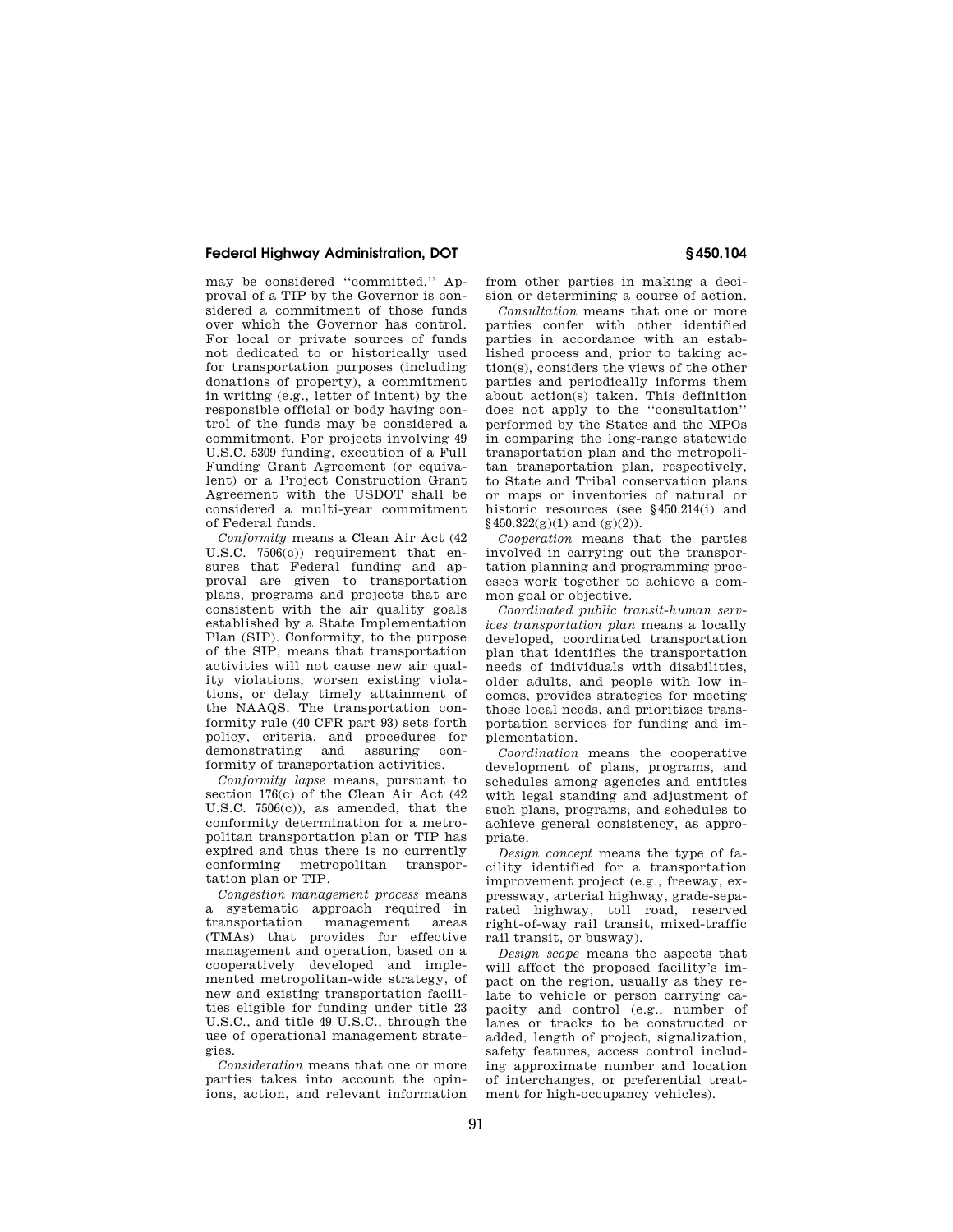may be considered ''committed.'' Approval of a TIP by the Governor is considered a commitment of those funds over which the Governor has control. For local or private sources of funds not dedicated to or historically used for transportation purposes (including donations of property), a commitment in writing (e.g., letter of intent) by the responsible official or body having control of the funds may be considered a commitment. For projects involving 49 U.S.C. 5309 funding, execution of a Full Funding Grant Agreement (or equivalent) or a Project Construction Grant Agreement with the USDOT shall be considered a multi-year commitment of Federal funds.

*Conformity* means a Clean Air Act (42 U.S.C. 7506(c)) requirement that ensures that Federal funding and approval are given to transportation plans, programs and projects that are consistent with the air quality goals established by a State Implementation Plan (SIP). Conformity, to the purpose of the SIP, means that transportation activities will not cause new air quality violations, worsen existing violations, or delay timely attainment of the NAAQS. The transportation conformity rule (40 CFR part 93) sets forth policy, criteria, and procedures for demonstrating and assuring conformity of transportation activities.

*Conformity lapse* means, pursuant to section 176(c) of the Clean Air Act (42 U.S.C. 7506(c)), as amended, that the conformity determination for a metropolitan transportation plan or TIP has expired and thus there is no currently conforming metropolitan transportation plan or TIP.

*Congestion management process* means a systematic approach required in transportation management areas (TMAs) that provides for effective management and operation, based on a cooperatively developed and implemented metropolitan-wide strategy, of new and existing transportation facilities eligible for funding under title 23 U.S.C., and title 49 U.S.C., through the use of operational management strategies.

*Consideration* means that one or more parties takes into account the opinions, action, and relevant information from other parties in making a decision or determining a course of action.

*Consultation* means that one or more parties confer with other identified parties in accordance with an established process and, prior to taking action(s), considers the views of the other parties and periodically informs them about action(s) taken. This definition does not apply to the ''consultation'' performed by the States and the MPOs in comparing the long-range statewide transportation plan and the metropolitan transportation plan, respectively, to State and Tribal conservation plans or maps or inventories of natural or historic resources (see §450.214(i) and §450.322(g)(1) and (g)(2)).

*Cooperation* means that the parties involved in carrying out the transportation planning and programming processes work together to achieve a common goal or objective.

*Coordinated public transit-human services transportation plan* means a locally developed, coordinated transportation plan that identifies the transportation needs of individuals with disabilities, older adults, and people with low incomes, provides strategies for meeting those local needs, and prioritizes transportation services for funding and implementation.

*Coordination* means the cooperative development of plans, programs, and schedules among agencies and entities with legal standing and adjustment of such plans, programs, and schedules to achieve general consistency, as appropriate.

*Design concept* means the type of facility identified for a transportation improvement project (e.g., freeway, expressway, arterial highway, grade-separated highway, toll road, reserved right-of-way rail transit, mixed-traffic rail transit, or busway).

*Design scope* means the aspects that will affect the proposed facility's impact on the region, usually as they relate to vehicle or person carrying capacity and control (e.g., number of lanes or tracks to be constructed or added, length of project, signalization, safety features, access control including approximate number and location of interchanges, or preferential treatment for high-occupancy vehicles).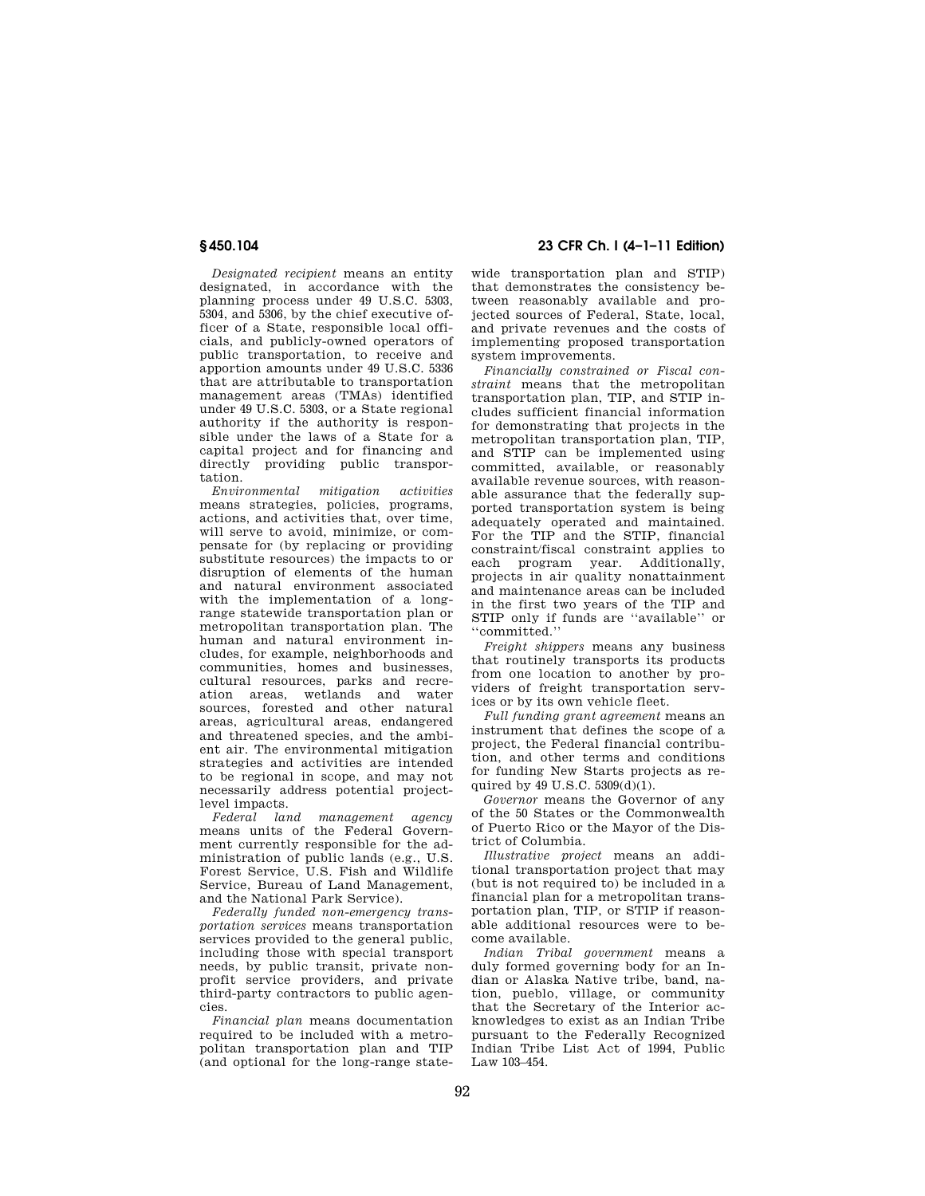*Designated recipient* means an entity designated, in accordance with the planning process under 49 U.S.C. 5303, 5304, and 5306, by the chief executive officer of a State, responsible local officials, and publicly-owned operators of public transportation, to receive and apportion amounts under 49 U.S.C. 5336 that are attributable to transportation management areas (TMAs) identified under 49 U.S.C. 5303, or a State regional authority if the authority is responsible under the laws of a State for a capital project and for financing and directly providing public transportation.

*Environmental mitigation activities* means strategies, policies, programs, actions, and activities that, over time, will serve to avoid, minimize, or compensate for (by replacing or providing substitute resources) the impacts to or disruption of elements of the human and natural environment associated with the implementation of a long-range statewide transportation plan or metropolitan transportation plan. The human and natural environment includes, for example, neighborhoods and communities, homes and businesses, cultural resources, parks and recreation areas, wetlands and water sources, forested and other natural areas, agricultural areas, endangered and threatened species, and the ambient air. The environmental mitigation strategies and activities are intended to be regional in scope, and may not necessarily address potential project-level impacts.

*Federal land management agency* means units of the Federal Government currently responsible for the administration of public lands (e.g., U.S. Forest Service, U.S. Fish and Wildlife Service, Bureau of Land Management, and the National Park Service).

*Federally funded non-emergency transportation services* means transportation services provided to the general public, including those with special transport needs, by public transit, private non-profit service providers, and private third-party contractors to public agencies.

*Financial plan* means documentation required to be included with a metropolitan transportation plan and TIP (and optional for the long-range statewide transportation plan and STIP) that demonstrates the consistency between reasonably available and projected sources of Federal, State, local, and private revenues and the costs of implementing proposed transportation system improvements.

*Financially constrained or Fiscal constraint* means that the metropolitan transportation plan, TIP, and STIP includes sufficient financial information for demonstrating that projects in the metropolitan transportation plan, TIP, and STIP can be implemented using committed, available, or reasonably available revenue sources, with reasonable assurance that the federally supported transportation system is being adequately operated and maintained. For the TIP and the STIP, financial constraint/fiscal constraint applies to each program year. Additionally, projects in air quality nonattainment and maintenance areas can be included in the first two years of the TIP and STIP only if funds are ''available'' or ''committed.''

*Freight shippers* means any business that routinely transports its products from one location to another by providers of freight transportation services or by its own vehicle fleet.

*Full funding grant agreement* means an instrument that defines the scope of a project, the Federal financial contribution, and other terms and conditions for funding New Starts projects as required by 49 U.S.C. 5309(d)(1).

*Governor* means the Governor of any of the 50 States or the Commonwealth of Puerto Rico or the Mayor of the District of Columbia.

*Illustrative project* means an additional transportation project that may (but is not required to) be included in a financial plan for a metropolitan transportation plan, TIP, or STIP if reasonable additional resources were to become available.

*Indian Tribal government* means a duly formed governing body for an Indian or Alaska Native tribe, band, nation, pueblo, village, or community that the Secretary of the Interior acknowledges to exist as an Indian Tribe pursuant to the Federally Recognized Indian Tribe List Act of 1994, Public Law 103–454.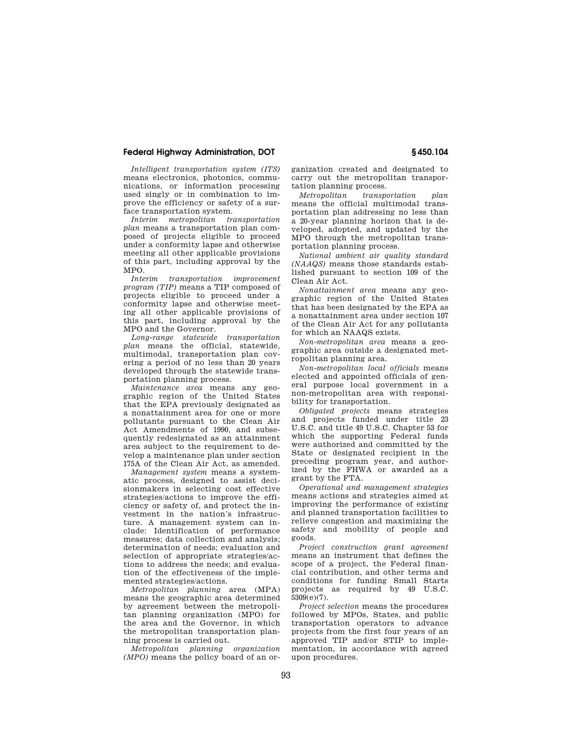*Intelligent transportation system (ITS)* means electronics, photonics, communications, or information processing used singly or in combination to improve the efficiency or safety of a surface transportation system.

*Interim metropolitan transportation plan* means a transportation plan composed of projects eligible to proceed under a conformity lapse and otherwise meeting all other applicable provisions of this part, including approval by the MPO.

*Interim transportation improvement program (TIP)* means a TIP composed of projects eligible to proceed under a conformity lapse and otherwise meeting all other applicable provisions of this part, including approval by the MPO and the Governor.

*Long-range statewide transportation plan* means the official, statewide, multimodal, transportation plan covering a period of no less than 20 years developed through the statewide transportation planning process.

*Maintenance area* means any geographic region of the United States that the EPA previously designated as a nonattainment area for one or more pollutants pursuant to the Clean Air Act Amendments of 1990, and subsequently redesignated as an attainment area subject to the requirement to develop a maintenance plan under section 175A of the Clean Air Act, as amended.

*Management system* means a systematic process, designed to assist decisionmakers in selecting cost effective strategies/actions to improve the efficiency or safety of, and protect the investment in the nation's infrastructure. A management system can include: Identification of performance measures; data collection and analysis; determination of needs; evaluation and selection of appropriate strategies/actions to address the needs; and evaluation of the effectiveness of the implemented strategies/actions.

*Metropolitan planning* area (MPA) means the geographic area determined by agreement between the metropolitan planning organization (MPO) for the area and the Governor, in which the metropolitan transportation planning process is carried out.

*Metropolitan planning organization (MPO)* means the policy board of an organization created and designated to carry out the metropolitan transportation planning process.

*Metropolitan transportation plan* means the official multimodal transportation plan addressing no less than a 20-year planning horizon that is developed, adopted, and updated by the MPO through the metropolitan transportation planning process.

*National ambient air quality standard (NAAQS)* means those standards established pursuant to section 109 of the Clean Air Act.

*Nonattainment area* means any geographic region of the United States that has been designated by the EPA as a nonattainment area under section 107 of the Clean Air Act for any pollutants for which an NAAQS exists.

*Non-metropolitan area* means a geographic area outside a designated metropolitan planning area.

*Non-metropolitan local officials* means elected and appointed officials of general purpose local government in a non-metropolitan area with responsibility for transportation.

*Obligated projects* means strategies and projects funded under title 23 U.S.C. and title 49 U.S.C. Chapter 53 for which the supporting Federal funds were authorized and committed by the State or designated recipient in the preceding program year, and authorized by the FHWA or awarded as a grant by the FTA.

*Operational and management strategies* means actions and strategies aimed at improving the performance of existing and planned transportation facilities to relieve congestion and maximizing the safety and mobility of people and goods.

*Project construction grant agreement* means an instrument that defines the scope of a project, the Federal financial contribution, and other terms and conditions for funding Small Starts projects as required by 49 U.S.C. 5309(e)(7).

*Project selection* means the procedures followed by MPOs, States, and public transportation operators to advance projects from the first four years of an approved TIP and/or STIP to implementation, in accordance with agreed upon procedures.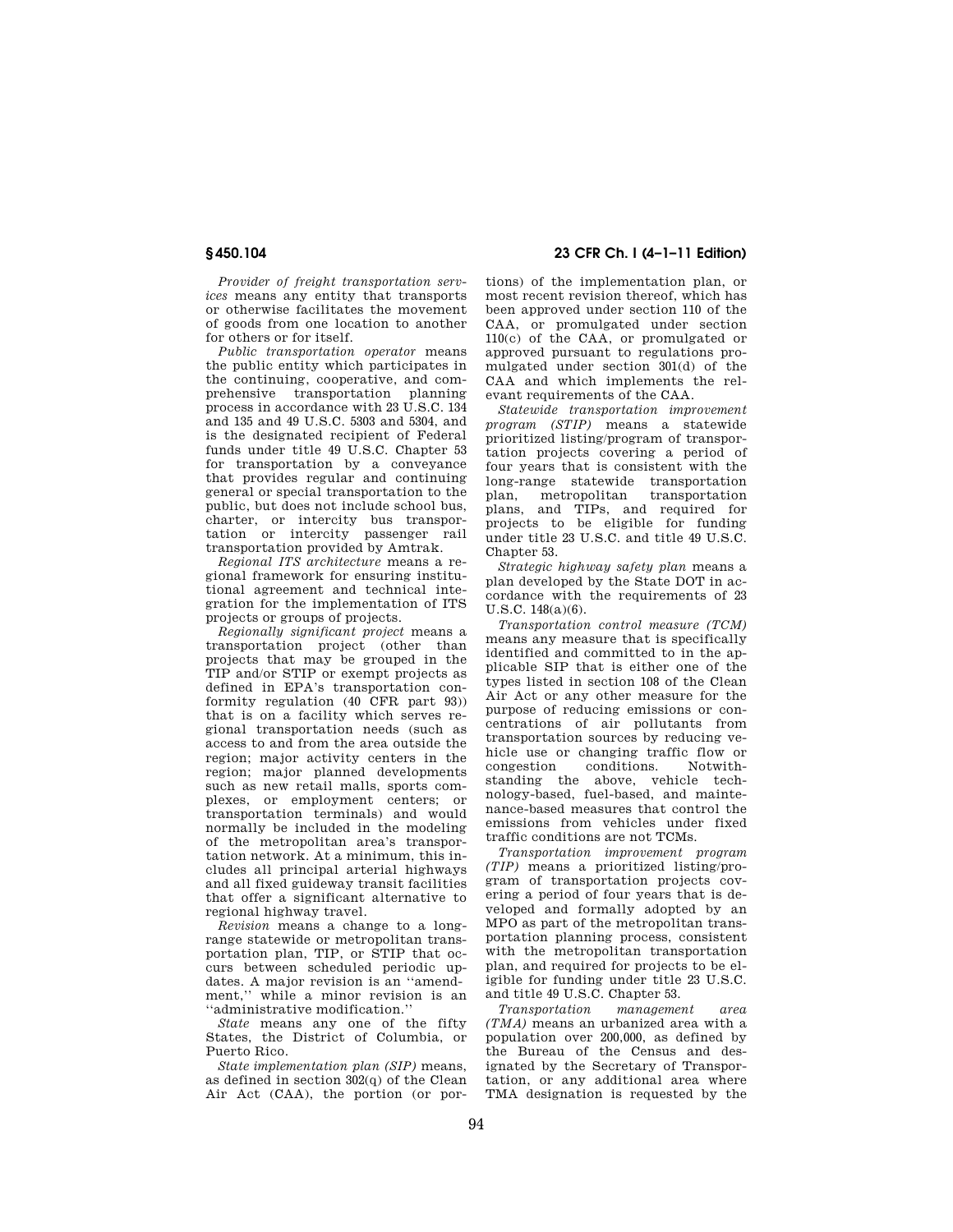*Provider of freight transportation services* means any entity that transports or otherwise facilitates the movement of goods from one location to another for others or for itself.

*Public transportation operator* means the public entity which participates in the continuing, cooperative, and comprehensive transportation planning process in accordance with 23 U.S.C. 134 and 135 and 49 U.S.C. 5303 and 5304, and is the designated recipient of Federal funds under title 49 U.S.C. Chapter 53 for transportation by a conveyance that provides regular and continuing general or special transportation to the public, but does not include school bus, charter, or intercity bus transportation or intercity passenger rail transportation provided by Amtrak.

*Regional ITS architecture* means a regional framework for ensuring institutional agreement and technical integration for the implementation of ITS projects or groups of projects.

*Regionally significant project* means a transportation project (other than projects that may be grouped in the TIP and/or STIP or exempt projects as defined in EPA's transportation conformity regulation (40 CFR part 93)) that is on a facility which serves regional transportation needs (such as access to and from the area outside the region; major activity centers in the region; major planned developments such as new retail malls, sports complexes, or employment centers; or transportation terminals) and would normally be included in the modeling of the metropolitan area's transportation network. At a minimum, this includes all principal arterial highways and all fixed guideway transit facilities that offer a significant alternative to regional highway travel.

*Revision* means a change to a long-range statewide or metropolitan transportation plan, TIP, or STIP that occurs between scheduled periodic updates. A major revision is an ''amendment,'' while a minor revision is an ''administrative modification.''

*State* means any one of the fifty States, the District of Columbia, or Puerto Rico.

*State implementation plan (SIP)* means, as defined in section 302(q) of the Clean Air Act (CAA), the portion (or portions) of the implementation plan, or most recent revision thereof, which has been approved under section 110 of the CAA, or promulgated under section 110(c) of the CAA, or promulgated or approved pursuant to regulations promulgated under section 301(d) of the CAA and which implements the relevant requirements of the CAA.

*Statewide transportation improvement program (STIP)* means a statewide prioritized listing/program of transportation projects covering a period of four years that is consistent with the long-range statewide transportation plan, metropolitan transportation plans, and TIPs, and required for projects to be eligible for funding under title 23 U.S.C. and title 49 U.S.C. Chapter 53.

*Strategic highway safety plan* means a plan developed by the State DOT in accordance with the requirements of 23 U.S.C. 148(a)(6).

*Transportation control measure (TCM)* means any measure that is specifically identified and committed to in the applicable SIP that is either one of the types listed in section 108 of the Clean Air Act or any other measure for the purpose of reducing emissions or concentrations of air pollutants from transportation sources by reducing vehicle use or changing traffic flow or congestion conditions. Notwithstanding the above, vehicle technology-based, fuel-based, and maintenance-based measures that control the emissions from vehicles under fixed traffic conditions are not TCMs.

*Transportation improvement program (TIP)* means a prioritized listing/program of transportation projects covering a period of four years that is developed and formally adopted by an MPO as part of the metropolitan transportation planning process, consistent with the metropolitan transportation plan, and required for projects to be eligible for funding under title 23 U.S.C. and title 49 U.S.C. Chapter 53.

*Transportation management area (TMA)* means an urbanized area with a population over 200,000, as defined by the Bureau of the Census and designated by the Secretary of Transportation, or any additional area where TMA designation is requested by the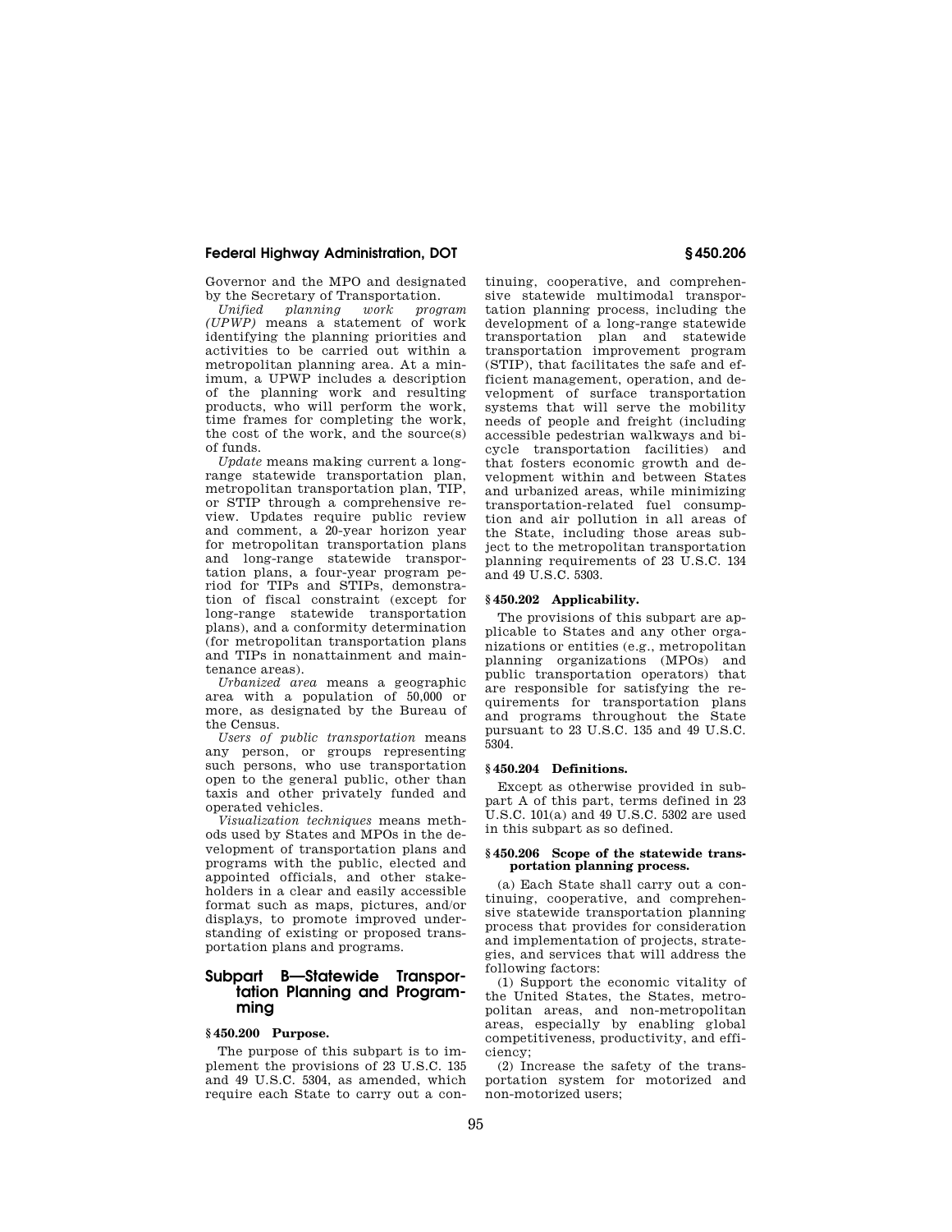Governor and the MPO and designated by the Secretary of Transportation.

*Unified planning work program (UPWP)* means a statement of work identifying the planning priorities and activities to be carried out within a metropolitan planning area. At a minimum, a UPWP includes a description of the planning work and resulting products, who will perform the work, time frames for completing the work, the cost of the work, and the source(s) of funds.

*Update* means making current a long-range statewide transportation plan, metropolitan transportation plan, TIP, or STIP through a comprehensive review. Updates require public review and comment, a 20-year horizon year for metropolitan transportation plans and long-range statewide transportation plans, a four-year program period for TIPs and STIPs, demonstration of fiscal constraint (except for long-range statewide transportation plans), and a conformity determination (for metropolitan transportation plans and TIPs in nonattainment and maintenance areas).

*Urbanized area* means a geographic area with a population of 50,000 or more, as designated by the Bureau of the Census.

*Users of public transportation* means any person, or groups representing such persons, who use transportation open to the general public, other than taxis and other privately funded and operated vehicles.

*Visualization techniques* means methods used by States and MPOs in the development of transportation plans and programs with the public, elected and appointed officials, and other stakeholders in a clear and easily accessible format such as maps, pictures, and/or displays, to promote improved understanding of existing or proposed transportation plans and programs.

## Subpart B—Statewide Transportation Planning and Programming

### § 450.200 Purpose.

The purpose of this subpart is to implement the provisions of 23 U.S.C. 135 and 49 U.S.C. 5304, as amended, which require each State to carry out a continuing, cooperative, and comprehensive statewide multimodal transportation planning process, including the development of a long-range statewide transportation plan and statewide transportation improvement program (STIP), that facilitates the safe and efficient management, operation, and development of surface transportation systems that will serve the mobility needs of people and freight (including accessible pedestrian walkways and bicycle transportation facilities) and that fosters economic growth and development within and between States and urbanized areas, while minimizing transportation-related fuel consumption and air pollution in all areas of the State, including those areas subject to the metropolitan transportation planning requirements of 23 U.S.C. 134 and 49 U.S.C. 5303.

### § 450.202 Applicability.

The provisions of this subpart are applicable to States and any other organizations or entities (e.g., metropolitan planning organizations (MPOs) and public transportation operators) that are responsible for satisfying the requirements for transportation plans and programs throughout the State pursuant to 23 U.S.C. 135 and 49 U.S.C. 5304.

### § 450.204 Definitions.

Except as otherwise provided in subpart A of this part, terms defined in 23 U.S.C. 101(a) and 49 U.S.C. 5302 are used in this subpart as so defined.

### § 450.206 Scope of the statewide transportation planning process.

(a) Each State shall carry out a continuing, cooperative, and comprehensive statewide transportation planning process that provides for consideration and implementation of projects, strategies, and services that will address the following factors:

(1) Support the economic vitality of the United States, the States, metropolitan areas, and non-metropolitan areas, especially by enabling global competitiveness, productivity, and efficiency;

(2) Increase the safety of the transportation system for motorized and non-motorized users;